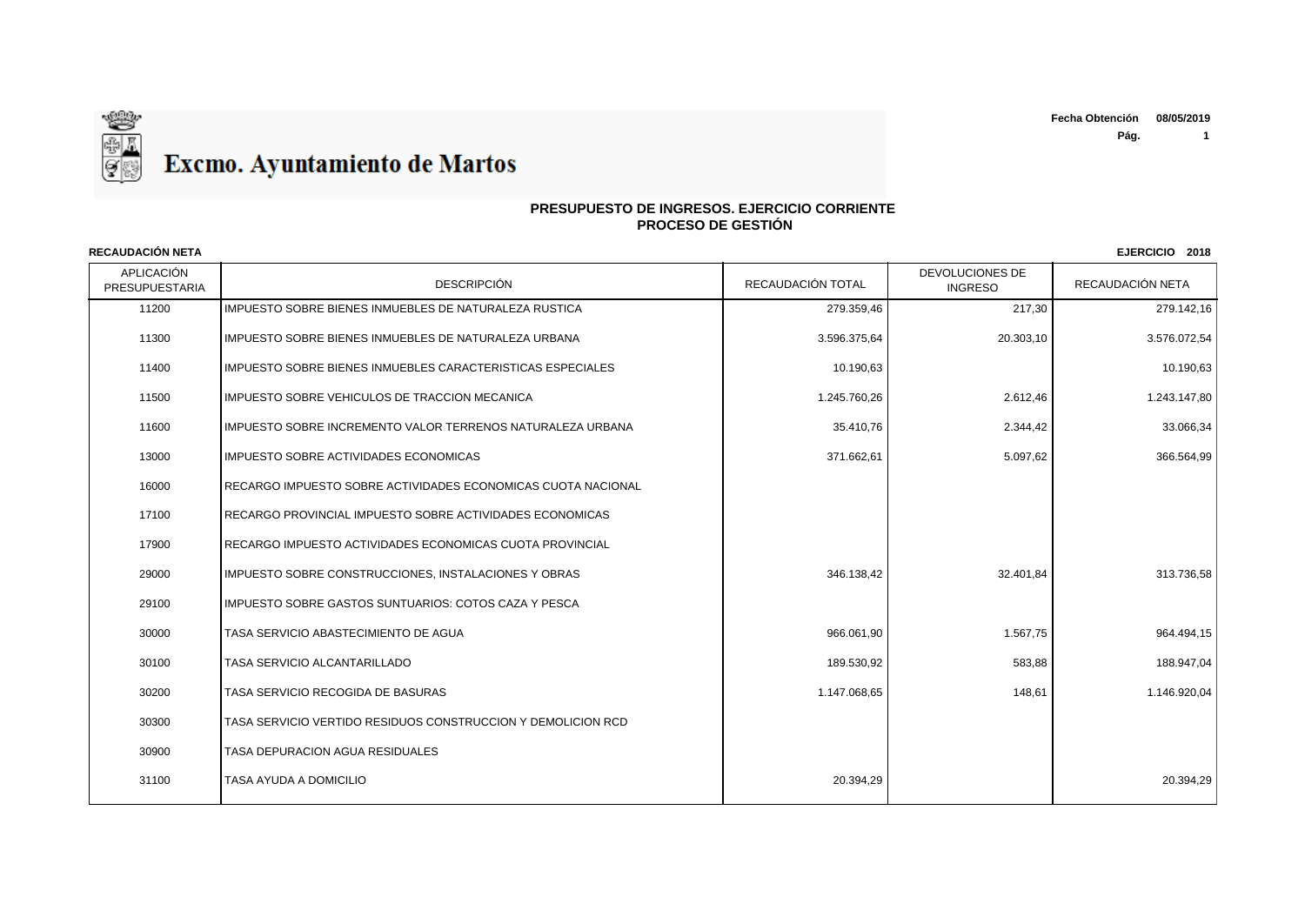# Excmo. Ayuntamiento de Martos

**Fecha Obtención** **08/05/2019**

## PRESUPUESTO DE INGRESOS. EJERCICIO CORRIENTE
## PROCESO DE GESTIÓN

**RECAUDACIÓN NETA** **EJERCICIO 2018**

| APLICACIÓN PRESUPUESTARIA | DESCRIPCIÓN | RECAUDACIÓN TOTAL | DEVOLUCIONES DE INGRESO | RECAUDACIÓN NETA |
|---|---|---|---|---|
| 11200 | IMPUESTO SOBRE BIENES INMUEBLES DE NATURALEZA RUSTICA | 279.359,46 | 217,30 | 279.142,16 |
| 11300 | IMPUESTO SOBRE BIENES INMUEBLES DE NATURALEZA URBANA | 3.596.375,64 | 20.303,10 | 3.576.072,54 |
| 11400 | IMPUESTO SOBRE BIENES INMUEBLES CARACTERISTICAS ESPECIALES | 10.190,63 | | 10.190,63 |
| 11500 | IMPUESTO SOBRE VEHICULOS DE TRACCION MECANICA | 1.245.760,26 | 2.612,46 | 1.243.147,80 |
| 11600 | IMPUESTO SOBRE INCREMENTO VALOR TERRENOS NATURALEZA URBANA | 35.410,76 | 2.344,42 | 33.066,34 |
| 13000 | IMPUESTO SOBRE ACTIVIDADES ECONOMICAS | 371.662,61 | 5.097,62 | 366.564,99 |
| 16000 | RECARGO IMPUESTO SOBRE ACTIVIDADES ECONOMICAS CUOTA NACIONAL | | | |
| 17100 | RECARGO PROVINCIAL IMPUESTO SOBRE ACTIVIDADES ECONOMICAS | | | |
| 17900 | RECARGO IMPUESTO ACTIVIDADES ECONOMICAS CUOTA PROVINCIAL | | | |
| 29000 | IMPUESTO SOBRE CONSTRUCCIONES, INSTALACIONES Y OBRAS | 346.138,42 | 32.401,84 | 313.736,58 |
| 29100 | IMPUESTO SOBRE GASTOS SUNTUARIOS: COTOS CAZA Y PESCA | | | |
| 30000 | TASA SERVICIO ABASTECIMIENTO DE AGUA | 966.061,90 | 1.567,75 | 964.494,15 |
| 30100 | TASA SERVICIO ALCANTARILLADO | 189.530,92 | 583,88 | 188.947,04 |
| 30200 | TASA SERVICIO RECOGIDA DE BASURAS | 1.147.068,65 | 148,61 | 1.146.920,04 |
| 30300 | TASA SERVICIO VERTIDO RESIDUOS CONSTRUCCION Y DEMOLICION RCD | | | |
| 30900 | TASA DEPURACION AGUA RESIDUALES | | | |
| 31100 | TASA AYUDA A DOMICILIO | 20.394,29 | | 20.394,29 |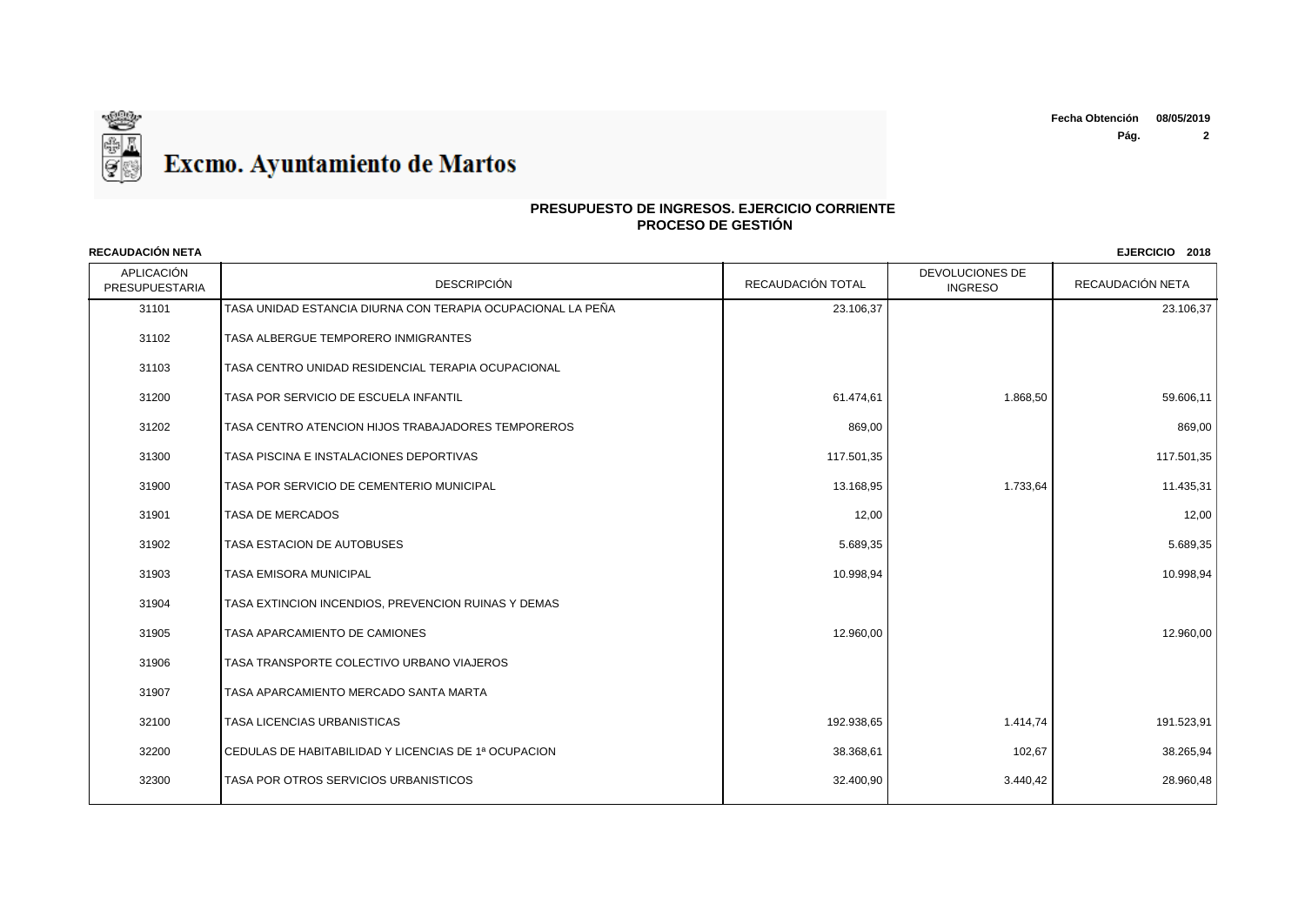# Excmo. Ayuntamiento de Martos

**Fecha Obtención** 08/05/2019

## PRESUPUESTO DE INGRESOS. EJERCICIO CORRIENTE
## PROCESO DE GESTIÓN

**RECAUDACIÓN NETA** **EJERCICIO 2018**

| APLICACIÓN PRESUPUESTARIA | DESCRIPCIÓN | RECAUDACIÓN TOTAL | DEVOLUCIONES DE INGRESO | RECAUDACIÓN NETA |
|---|---|---|---|---|
| 31101 | TASA UNIDAD ESTANCIA DIURNA CON TERAPIA OCUPACIONAL LA PEÑA | 23.106,37 | | 23.106,37 |
| 31102 | TASA ALBERGUE TEMPORERO INMIGRANTES | | | |
| 31103 | TASA CENTRO UNIDAD RESIDENCIAL TERAPIA OCUPACIONAL | | | |
| 31200 | TASA POR SERVICIO DE ESCUELA INFANTIL | 61.474,61 | 1.868,50 | 59.606,11 |
| 31202 | TASA CENTRO ATENCION HIJOS TRABAJADORES TEMPOREROS | 869,00 | | 869,00 |
| 31300 | TASA PISCINA E INSTALACIONES DEPORTIVAS | 117.501,35 | | 117.501,35 |
| 31900 | TASA POR SERVICIO DE CEMENTERIO MUNICIPAL | 13.168,95 | 1.733,64 | 11.435,31 |
| 31901 | TASA DE MERCADOS | 12,00 | | 12,00 |
| 31902 | TASA ESTACION DE AUTOBUSES | 5.689,35 | | 5.689,35 |
| 31903 | TASA EMISORA MUNICIPAL | 10.998,94 | | 10.998,94 |
| 31904 | TASA EXTINCION INCENDIOS, PREVENCION RUINAS Y DEMAS | | | |
| 31905 | TASA APARCAMIENTO DE CAMIONES | 12.960,00 | | 12.960,00 |
| 31906 | TASA TRANSPORTE COLECTIVO URBANO VIAJEROS | | | |
| 31907 | TASA APARCAMIENTO MERCADO SANTA MARTA | | | |
| 32100 | TASA LICENCIAS URBANISTICAS | 192.938,65 | 1.414,74 | 191.523,91 |
| 32200 | CEDULAS DE HABITABILIDAD Y LICENCIAS DE 1ª OCUPACION | 38.368,61 | 102,67 | 38.265,94 |
| 32300 | TASA POR OTROS SERVICIOS URBANISTICOS | 32.400,90 | 3.440,42 | 28.960,48 |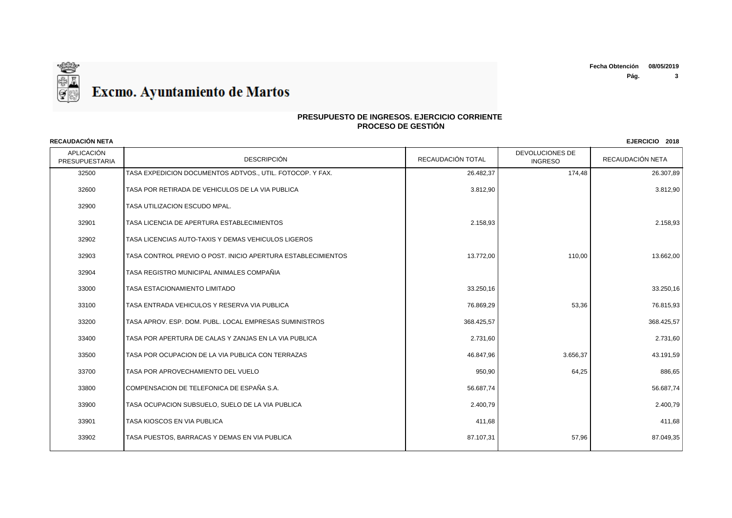**Excmo. Ayuntamiento de Martos**

**Fecha Obtención** 08/05/2019

## PRESUPUESTO DE INGRESOS. EJERCICIO CORRIENTE
## PROCESO DE GESTIÓN

**RECAUDACIÓN NETA** **EJERCICIO 2018**

| APLICACIÓN PRESUPUESTARIA | DESCRIPCIÓN | RECAUDACIÓN TOTAL | DEVOLUCIONES DE INGRESO | RECAUDACIÓN NETA |
|---|---|---|---|---|
| 32500 | TASA EXPEDICION DOCUMENTOS ADTVOS., UTIL. FOTOCOP. Y FAX. | 26.482,37 | 174,48 | 26.307,89 |
| 32600 | TASA POR RETIRADA DE VEHICULOS DE LA VIA PUBLICA | 3.812,90 | | 3.812,90 |
| 32900 | TASA UTILIZACION ESCUDO MPAL. | | | |
| 32901 | TASA LICENCIA DE APERTURA ESTABLECIMIENTOS | 2.158,93 | | 2.158,93 |
| 32902 | TASA LICENCIAS AUTO-TAXIS Y DEMAS VEHICULOS LIGEROS | | | |
| 32903 | TASA CONTROL PREVIO O POST. INICIO APERTURA ESTABLECIMIENTOS | 13.772,00 | 110,00 | 13.662,00 |
| 32904 | TASA REGISTRO MUNICIPAL ANIMALES COMPAÑIA | | | |
| 33000 | TASA ESTACIONAMIENTO LIMITADO | 33.250,16 | | 33.250,16 |
| 33100 | TASA ENTRADA VEHICULOS Y RESERVA VIA PUBLICA | 76.869,29 | 53,36 | 76.815,93 |
| 33200 | TASA APROV. ESP. DOM. PUBL. LOCAL EMPRESAS SUMINISTROS | 368.425,57 | | 368.425,57 |
| 33400 | TASA POR APERTURA DE CALAS Y ZANJAS EN LA VIA PUBLICA | 2.731,60 | | 2.731,60 |
| 33500 | TASA POR OCUPACION DE LA VIA PUBLICA CON TERRAZAS | 46.847,96 | 3.656,37 | 43.191,59 |
| 33700 | TASA POR APROVECHAMIENTO DEL VUELO | 950,90 | 64,25 | 886,65 |
| 33800 | COMPENSACION DE TELEFONICA DE ESPAÑA S.A. | 56.687,74 | | 56.687,74 |
| 33900 | TASA OCUPACION SUBSUELO, SUELO DE LA VIA PUBLICA | 2.400,79 | | 2.400,79 |
| 33901 | TASA KIOSCOS EN VIA PUBLICA | 411,68 | | 411,68 |
| 33902 | TASA PUESTOS, BARRACAS Y DEMAS EN VIA PUBLICA | 87.107,31 | 57,96 | 87.049,35 |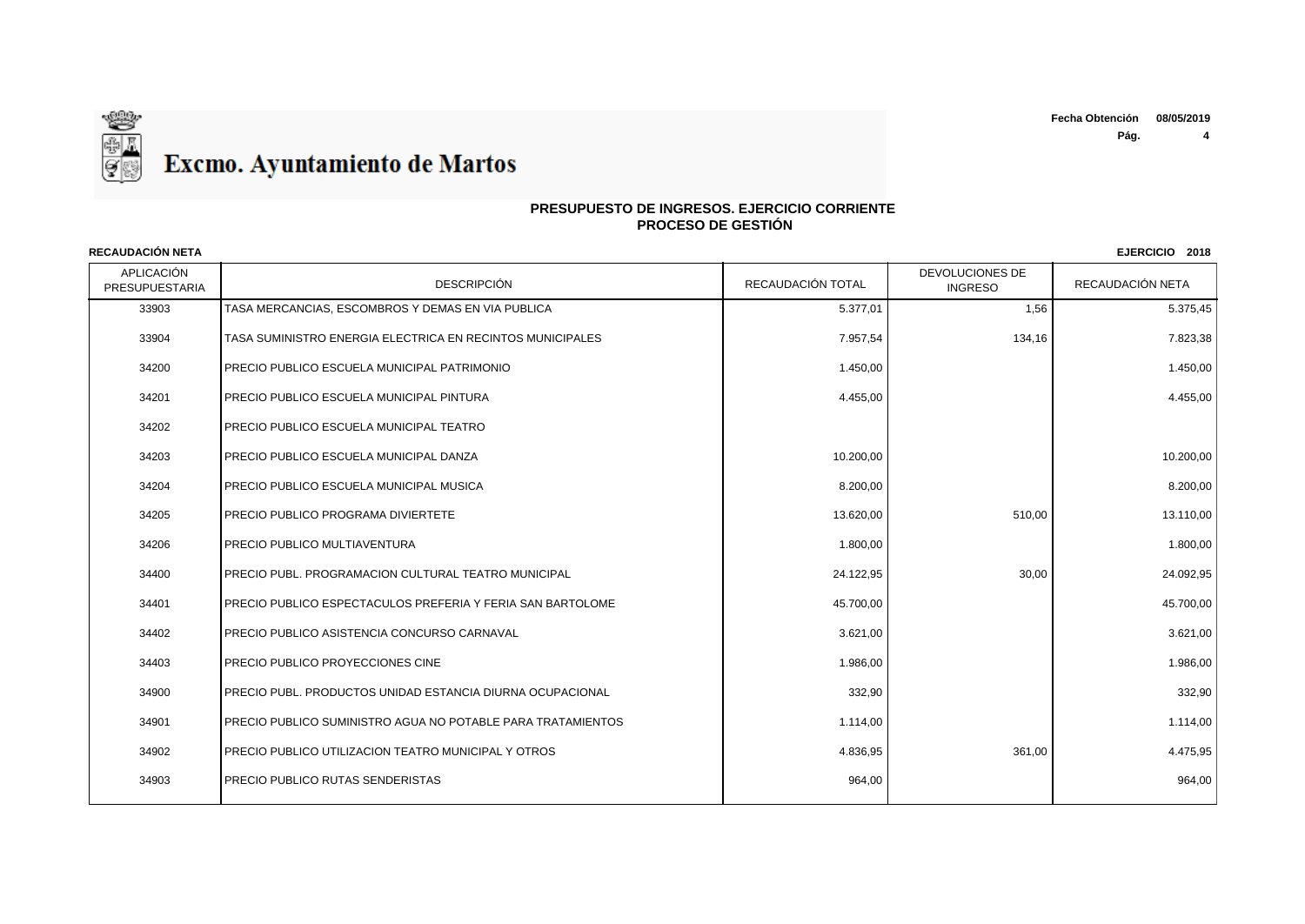# Excmo. Ayuntamiento de Martos

**Fecha Obtención** 08/05/2019

## PRESUPUESTO DE INGRESOS. EJERCICIO CORRIENTE
## PROCESO DE GESTIÓN

**RECAUDACIÓN NETA** **EJERCICIO 2018**

| APLICACIÓN PRESUPUESTARIA | DESCRIPCIÓN | RECAUDACIÓN TOTAL | DEVOLUCIONES DE INGRESO | RECAUDACIÓN NETA |
|---|---|---|---|---|
| 33903 | TASA MERCANCIAS, ESCOMBROS Y DEMAS EN VIA PUBLICA | 5.377,01 | 1,56 | 5.375,45 |
| 33904 | TASA SUMINISTRO ENERGIA ELECTRICA EN RECINTOS MUNICIPALES | 7.957,54 | 134,16 | 7.823,38 |
| 34200 | PRECIO PUBLICO ESCUELA MUNICIPAL PATRIMONIO | 1.450,00 | | 1.450,00 |
| 34201 | PRECIO PUBLICO ESCUELA MUNICIPAL PINTURA | 4.455,00 | | 4.455,00 |
| 34202 | PRECIO PUBLICO ESCUELA MUNICIPAL TEATRO | | | |
| 34203 | PRECIO PUBLICO ESCUELA MUNICIPAL DANZA | 10.200,00 | | 10.200,00 |
| 34204 | PRECIO PUBLICO ESCUELA MUNICIPAL MUSICA | 8.200,00 | | 8.200,00 |
| 34205 | PRECIO PUBLICO PROGRAMA DIVIERTETE | 13.620,00 | 510,00 | 13.110,00 |
| 34206 | PRECIO PUBLICO MULTIAVENTURA | 1.800,00 | | 1.800,00 |
| 34400 | PRECIO PUBL. PROGRAMACION CULTURAL TEATRO MUNICIPAL | 24.122,95 | 30,00 | 24.092,95 |
| 34401 | PRECIO PUBLICO ESPECTACULOS PREFERIA Y FERIA SAN BARTOLOME | 45.700,00 | | 45.700,00 |
| 34402 | PRECIO PUBLICO ASISTENCIA CONCURSO CARNAVAL | 3.621,00 | | 3.621,00 |
| 34403 | PRECIO PUBLICO PROYECCIONES CINE | 1.986,00 | | 1.986,00 |
| 34900 | PRECIO PUBL. PRODUCTOS UNIDAD ESTANCIA DIURNA OCUPACIONAL | 332,90 | | 332,90 |
| 34901 | PRECIO PUBLICO SUMINISTRO AGUA NO POTABLE PARA TRATAMIENTOS | 1.114,00 | | 1.114,00 |
| 34902 | PRECIO PUBLICO UTILIZACION TEATRO MUNICIPAL Y OTROS | 4.836,95 | 361,00 | 4.475,95 |
| 34903 | PRECIO PUBLICO RUTAS SENDERISTAS | 964,00 | | 964,00 |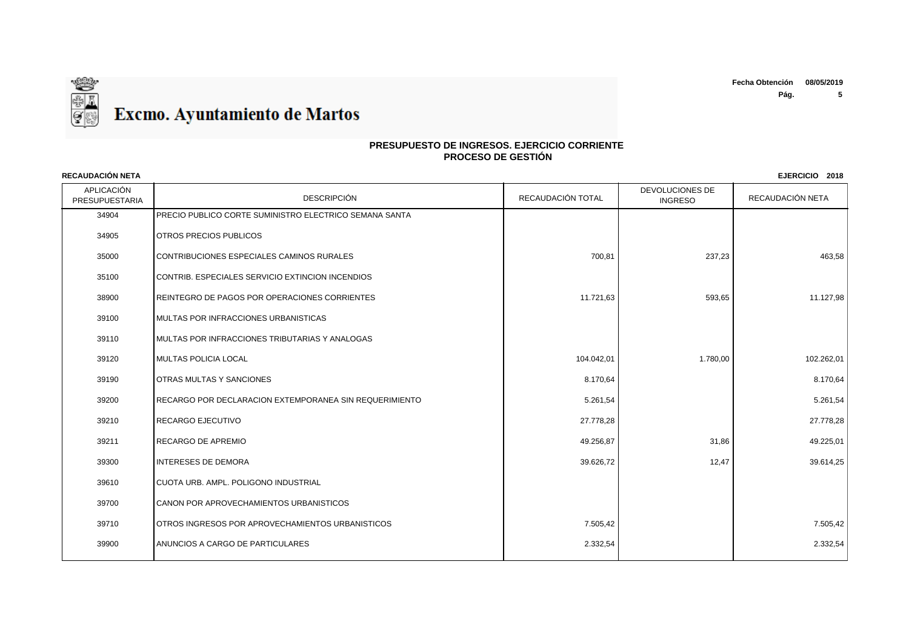**Excmo. Ayuntamiento de Martos**

**Fecha Obtención** 08/05/2019

## PRESUPUESTO DE INGRESOS. EJERCICIO CORRIENTE
## PROCESO DE GESTIÓN

**RECAUDACIÓN NETA** **EJERCICIO 2018**

| APLICACIÓN PRESUPUESTARIA | DESCRIPCIÓN | RECAUDACIÓN TOTAL | DEVOLUCIONES DE INGRESO | RECAUDACIÓN NETA |
|---|---|---|---|---|
| 34904 | PRECIO PUBLICO CORTE SUMINISTRO ELECTRICO SEMANA SANTA | | | |
| 34905 | OTROS PRECIOS PUBLICOS | | | |
| 35000 | CONTRIBUCIONES ESPECIALES CAMINOS RURALES | 700,81 | 237,23 | 463,58 |
| 35100 | CONTRIB. ESPECIALES SERVICIO EXTINCION INCENDIOS | | | |
| 38900 | REINTEGRO DE PAGOS POR OPERACIONES CORRIENTES | 11.721,63 | 593,65 | 11.127,98 |
| 39100 | MULTAS POR INFRACCIONES URBANISTICAS | | | |
| 39110 | MULTAS POR INFRACCIONES TRIBUTARIAS Y ANALOGAS | | | |
| 39120 | MULTAS POLICIA LOCAL | 104.042,01 | 1.780,00 | 102.262,01 |
| 39190 | OTRAS MULTAS Y SANCIONES | 8.170,64 | | 8.170,64 |
| 39200 | RECARGO POR DECLARACION EXTEMPORANEA SIN REQUERIMIENTO | 5.261,54 | | 5.261,54 |
| 39210 | RECARGO EJECUTIVO | 27.778,28 | | 27.778,28 |
| 39211 | RECARGO DE APREMIO | 49.256,87 | 31,86 | 49.225,01 |
| 39300 | INTERESES DE DEMORA | 39.626,72 | 12,47 | 39.614,25 |
| 39610 | CUOTA URB. AMPL. POLIGONO INDUSTRIAL | | | |
| 39700 | CANON POR APROVECHAMIENTOS URBANISTICOS | | | |
| 39710 | OTROS INGRESOS POR APROVECHAMIENTOS URBANISTICOS | 7.505,42 | | 7.505,42 |
| 39900 | ANUNCIOS A CARGO DE PARTICULARES | 2.332,54 | | 2.332,54 |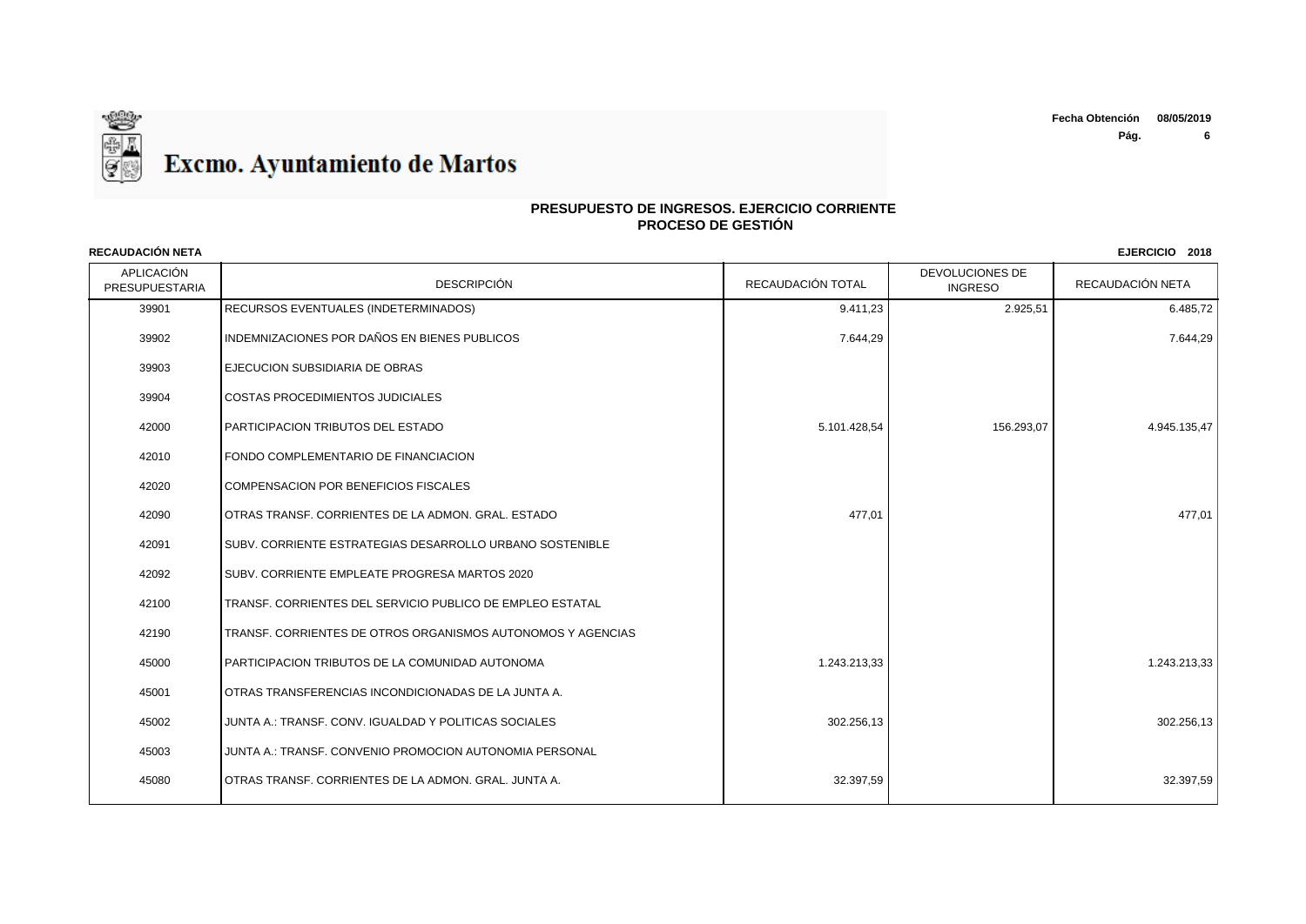# Excmo. Ayuntamiento de Martos

Fecha Obtención 08/05/2019

## PRESUPUESTO DE INGRESOS. EJERCICIO CORRIENTE
## PROCESO DE GESTIÓN

**RECAUDACIÓN NETA** **EJERCICIO 2018**

| APLICACIÓN PRESUPUESTARIA | DESCRIPCIÓN | RECAUDACIÓN TOTAL | DEVOLUCIONES DE INGRESO | RECAUDACIÓN NETA |
|---|---|---|---|---|
| 39901 | RECURSOS EVENTUALES (INDETERMINADOS) | 9.411,23 | 2.925,51 | 6.485,72 |
| 39902 | INDEMNIZACIONES POR DAÑOS EN BIENES PUBLICOS | 7.644,29 | | 7.644,29 |
| 39903 | EJECUCION SUBSIDIARIA DE OBRAS | | | |
| 39904 | COSTAS PROCEDIMIENTOS JUDICIALES | | | |
| 42000 | PARTICIPACION TRIBUTOS DEL ESTADO | 5.101.428,54 | 156.293,07 | 4.945.135,47 |
| 42010 | FONDO COMPLEMENTARIO DE FINANCIACION | | | |
| 42020 | COMPENSACION POR BENEFICIOS FISCALES | | | |
| 42090 | OTRAS TRANSF. CORRIENTES DE LA ADMON. GRAL. ESTADO | 477,01 | | 477,01 |
| 42091 | SUBV. CORRIENTE ESTRATEGIAS DESARROLLO URBANO SOSTENIBLE | | | |
| 42092 | SUBV. CORRIENTE EMPLEATE PROGRESA MARTOS 2020 | | | |
| 42100 | TRANSF. CORRIENTES DEL SERVICIO PUBLICO DE EMPLEO ESTATAL | | | |
| 42190 | TRANSF. CORRIENTES DE OTROS ORGANISMOS AUTONOMOS Y AGENCIAS | | | |
| 45000 | PARTICIPACION TRIBUTOS DE LA COMUNIDAD AUTONOMA | 1.243.213,33 | | 1.243.213,33 |
| 45001 | OTRAS TRANSFERENCIAS INCONDICIONADAS DE LA JUNTA A. | | | |
| 45002 | JUNTA A.: TRANSF. CONV. IGUALDAD Y POLITICAS SOCIALES | 302.256,13 | | 302.256,13 |
| 45003 | JUNTA A.: TRANSF. CONVENIO PROMOCION AUTONOMIA PERSONAL | | | |
| 45080 | OTRAS TRANSF. CORRIENTES DE LA ADMON. GRAL. JUNTA A. | 32.397,59 | | 32.397,59 |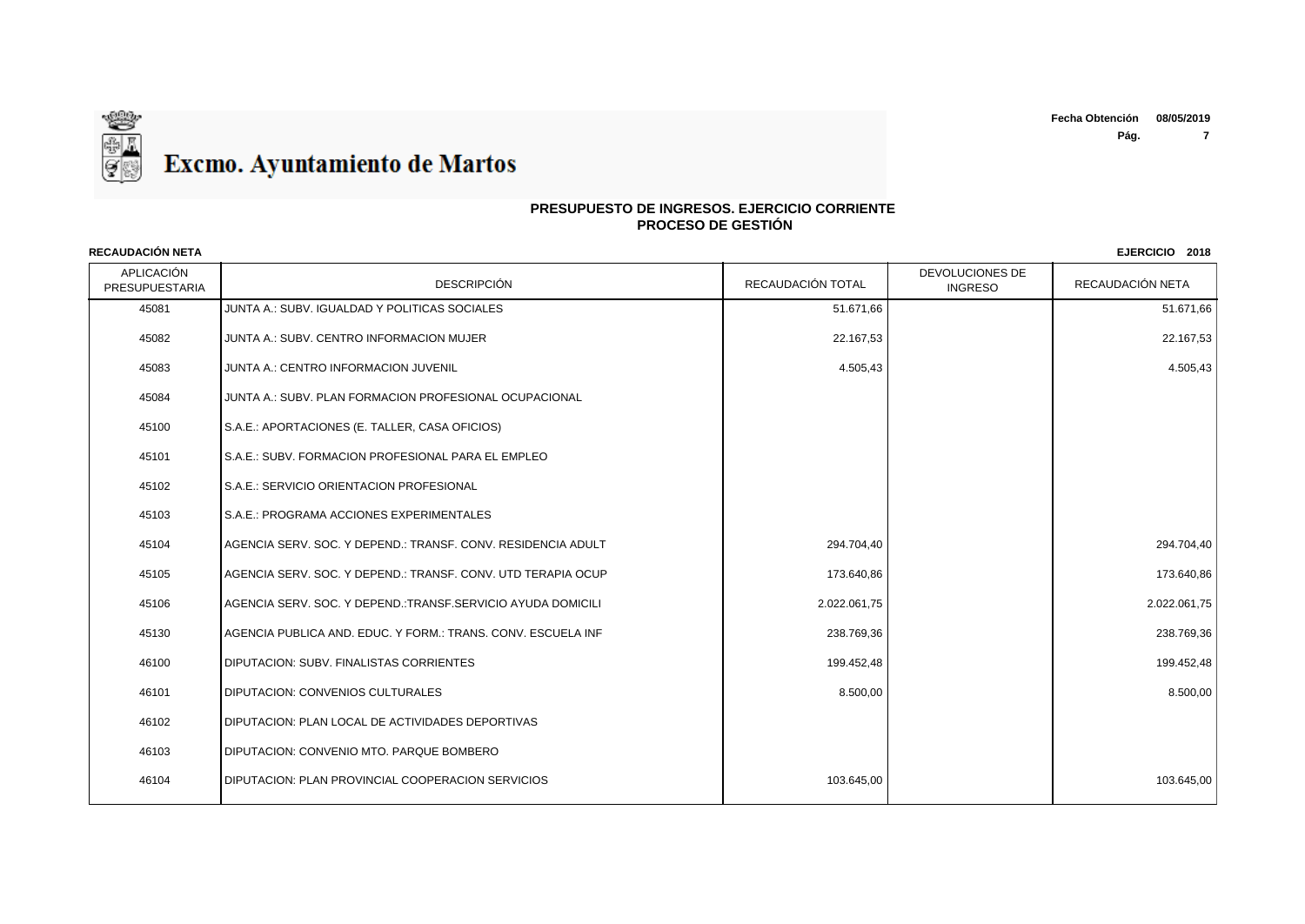# Excmo. Ayuntamiento de Martos

Fecha Obtención 08/05/2019

## PRESUPUESTO DE INGRESOS. EJERCICIO CORRIENTE
## PROCESO DE GESTIÓN

**RECAUDACIÓN NETA** **EJERCICIO 2018**

| APLICACIÓN PRESUPUESTARIA | DESCRIPCIÓN | RECAUDACIÓN TOTAL | DEVOLUCIONES DE INGRESO | RECAUDACIÓN NETA |
|---|---|---|---|---|
| 45081 | JUNTA A.: SUBV. IGUALDAD Y POLITICAS SOCIALES | 51.671,66 | | 51.671,66 |
| 45082 | JUNTA A.: SUBV. CENTRO INFORMACION MUJER | 22.167,53 | | 22.167,53 |
| 45083 | JUNTA A.: CENTRO INFORMACION JUVENIL | 4.505,43 | | 4.505,43 |
| 45084 | JUNTA A.: SUBV. PLAN FORMACION PROFESIONAL OCUPACIONAL | | | |
| 45100 | S.A.E.: APORTACIONES (E. TALLER, CASA OFICIOS) | | | |
| 45101 | S.A.E.: SUBV. FORMACION PROFESIONAL PARA EL EMPLEO | | | |
| 45102 | S.A.E.: SERVICIO ORIENTACION PROFESIONAL | | | |
| 45103 | S.A.E.: PROGRAMA ACCIONES EXPERIMENTALES | | | |
| 45104 | AGENCIA SERV. SOC. Y DEPEND.: TRANSF. CONV. RESIDENCIA ADULT | 294.704,40 | | 294.704,40 |
| 45105 | AGENCIA SERV. SOC. Y DEPEND.: TRANSF. CONV. UTD TERAPIA OCUP | 173.640,86 | | 173.640,86 |
| 45106 | AGENCIA SERV. SOC. Y DEPEND.:TRANSF.SERVICIO AYUDA DOMICILI | 2.022.061,75 | | 2.022.061,75 |
| 45130 | AGENCIA PUBLICA AND. EDUC. Y FORM.: TRANS. CONV. ESCUELA INF | 238.769,36 | | 238.769,36 |
| 46100 | DIPUTACION: SUBV. FINALISTAS CORRIENTES | 199.452,48 | | 199.452,48 |
| 46101 | DIPUTACION: CONVENIOS CULTURALES | 8.500,00 | | 8.500,00 |
| 46102 | DIPUTACION: PLAN LOCAL DE ACTIVIDADES DEPORTIVAS | | | |
| 46103 | DIPUTACION: CONVENIO MTO. PARQUE BOMBERO | | | |
| 46104 | DIPUTACION: PLAN PROVINCIAL COOPERACION SERVICIOS | 103.645,00 | | 103.645,00 |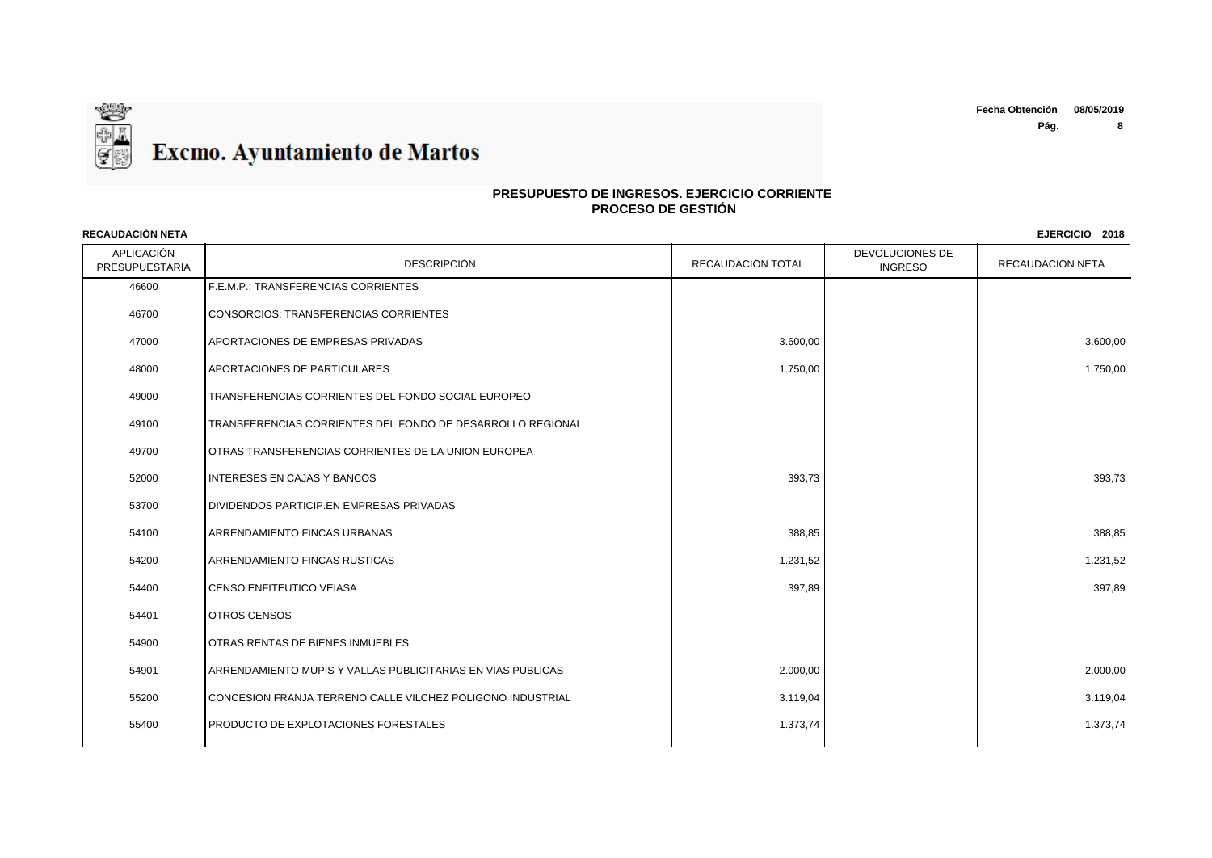# Excmo. Ayuntamiento de Martos

**Fecha Obtención** 08/05/2019

## PRESUPUESTO DE INGRESOS. EJERCICIO CORRIENTE
## PROCESO DE GESTIÓN

**RECAUDACIÓN NETA** **EJERCICIO 2018**

| APLICACIÓN PRESUPUESTARIA | DESCRIPCIÓN | RECAUDACIÓN TOTAL | DEVOLUCIONES DE INGRESO | RECAUDACIÓN NETA |
|---|---|---|---|---|
| 46600 | F.E.M.P.: TRANSFERENCIAS CORRIENTES | | | |
| 46700 | CONSORCIOS: TRANSFERENCIAS CORRIENTES | | | |
| 47000 | APORTACIONES DE EMPRESAS PRIVADAS | 3.600,00 | | 3.600,00 |
| 48000 | APORTACIONES DE PARTICULARES | 1.750,00 | | 1.750,00 |
| 49000 | TRANSFERENCIAS CORRIENTES DEL FONDO SOCIAL EUROPEO | | | |
| 49100 | TRANSFERENCIAS CORRIENTES DEL FONDO DE DESARROLLO REGIONAL | | | |
| 49700 | OTRAS TRANSFERENCIAS CORRIENTES DE LA UNION EUROPEA | | | |
| 52000 | INTERESES EN CAJAS Y BANCOS | 393,73 | | 393,73 |
| 53700 | DIVIDENDOS PARTICIP.EN EMPRESAS PRIVADAS | | | |
| 54100 | ARRENDAMIENTO FINCAS URBANAS | 388,85 | | 388,85 |
| 54200 | ARRENDAMIENTO FINCAS RUSTICAS | 1.231,52 | | 1.231,52 |
| 54400 | CENSO ENFITEUTICO VEIASA | 397,89 | | 397,89 |
| 54401 | OTROS CENSOS | | | |
| 54900 | OTRAS RENTAS DE BIENES INMUEBLES | | | |
| 54901 | ARRENDAMIENTO MUPIS Y VALLAS PUBLICITARIAS EN VIAS PUBLICAS | 2.000,00 | | 2.000,00 |
| 55200 | CONCESION FRANJA TERRENO CALLE VILCHEZ POLIGONO INDUSTRIAL | 3.119,04 | | 3.119,04 |
| 55400 | PRODUCTO DE EXPLOTACIONES FORESTALES | 1.373,74 | | 1.373,74 |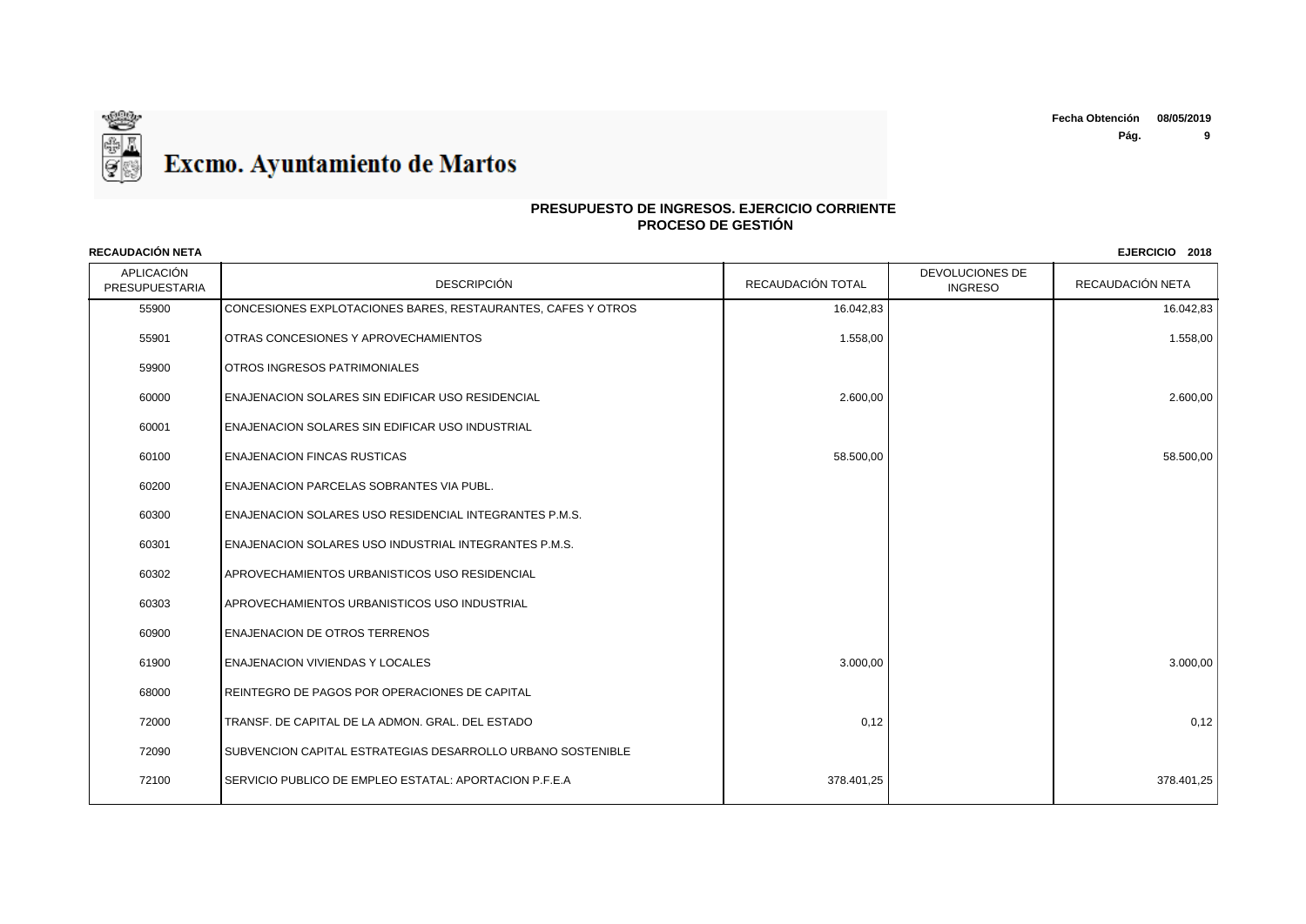# Excmo. Ayuntamiento de Martos

**Fecha Obtención** 08/05/2019

## PRESUPUESTO DE INGRESOS. EJERCICIO CORRIENTE
## PROCESO DE GESTIÓN

**RECAUDACIÓN NETA** **EJERCICIO 2018**

| APLICACIÓN PRESUPUESTARIA | DESCRIPCIÓN | RECAUDACIÓN TOTAL | DEVOLUCIONES DE INGRESO | RECAUDACIÓN NETA |
|---|---|---|---|---|
| 55900 | CONCESIONES EXPLOTACIONES BARES, RESTAURANTES, CAFES Y OTROS | 16.042,83 | | 16.042,83 |
| 55901 | OTRAS CONCESIONES Y APROVECHAMIENTOS | 1.558,00 | | 1.558,00 |
| 59900 | OTROS INGRESOS PATRIMONIALES | | | |
| 60000 | ENAJENACION SOLARES SIN EDIFICAR USO RESIDENCIAL | 2.600,00 | | 2.600,00 |
| 60001 | ENAJENACION SOLARES SIN EDIFICAR USO INDUSTRIAL | | | |
| 60100 | ENAJENACION FINCAS RUSTICAS | 58.500,00 | | 58.500,00 |
| 60200 | ENAJENACION PARCELAS SOBRANTES VIA PUBL. | | | |
| 60300 | ENAJENACION SOLARES USO RESIDENCIAL INTEGRANTES P.M.S. | | | |
| 60301 | ENAJENACION SOLARES USO INDUSTRIAL INTEGRANTES P.M.S. | | | |
| 60302 | APROVECHAMIENTOS URBANISTICOS USO RESIDENCIAL | | | |
| 60303 | APROVECHAMIENTOS URBANISTICOS USO INDUSTRIAL | | | |
| 60900 | ENAJENACION DE OTROS TERRENOS | | | |
| 61900 | ENAJENACION VIVIENDAS Y LOCALES | 3.000,00 | | 3.000,00 |
| 68000 | REINTEGRO DE PAGOS POR OPERACIONES DE CAPITAL | | | |
| 72000 | TRANSF. DE CAPITAL DE LA ADMON. GRAL. DEL ESTADO | 0,12 | | 0,12 |
| 72090 | SUBVENCION CAPITAL ESTRATEGIAS DESARROLLO URBANO SOSTENIBLE | | | |
| 72100 | SERVICIO PUBLICO DE EMPLEO ESTATAL: APORTACION P.F.E.A | 378.401,25 | | 378.401,25 |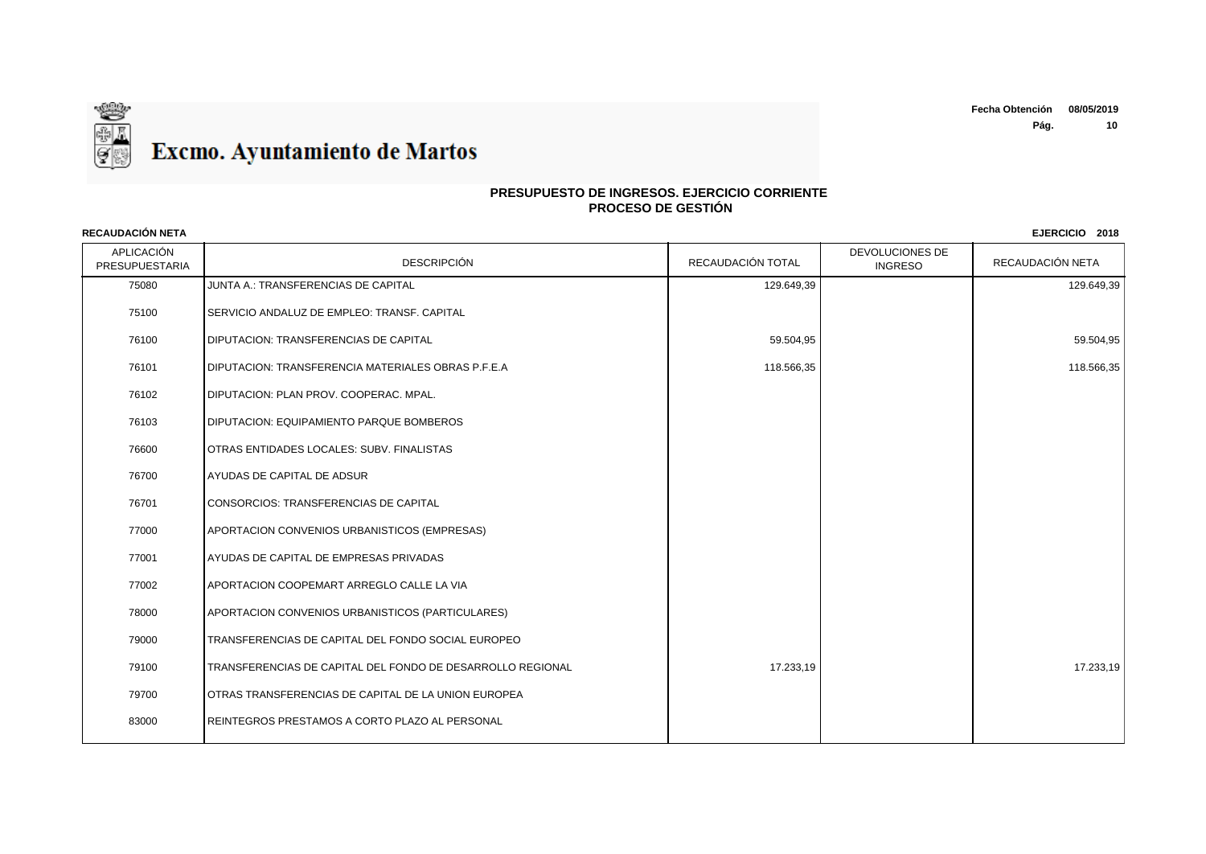# Excmo. Ayuntamiento de Martos

**Fecha Obtención** 08/05/2019

## PRESUPUESTO DE INGRESOS. EJERCICIO CORRIENTE
## PROCESO DE GESTIÓN

**RECAUDACIÓN NETA** **EJERCICIO 2018**

| APLICACIÓN PRESUPUESTARIA | DESCRIPCIÓN | RECAUDACIÓN TOTAL | DEVOLUCIONES DE INGRESO | RECAUDACIÓN NETA |
|---|---|---|---|---|
| 75080 | JUNTA A.: TRANSFERENCIAS DE CAPITAL | 129.649,39 | | 129.649,39 |
| 75100 | SERVICIO ANDALUZ DE EMPLEO: TRANSF. CAPITAL | | | |
| 76100 | DIPUTACION: TRANSFERENCIAS DE CAPITAL | 59.504,95 | | 59.504,95 |
| 76101 | DIPUTACION: TRANSFERENCIA MATERIALES OBRAS P.F.E.A | 118.566,35 | | 118.566,35 |
| 76102 | DIPUTACION: PLAN PROV. COOPERAC. MPAL. | | | |
| 76103 | DIPUTACION: EQUIPAMIENTO PARQUE BOMBEROS | | | |
| 76600 | OTRAS ENTIDADES LOCALES: SUBV. FINALISTAS | | | |
| 76700 | AYUDAS DE CAPITAL DE ADSUR | | | |
| 76701 | CONSORCIOS: TRANSFERENCIAS DE CAPITAL | | | |
| 77000 | APORTACION CONVENIOS URBANISTICOS (EMPRESAS) | | | |
| 77001 | AYUDAS DE CAPITAL DE EMPRESAS PRIVADAS | | | |
| 77002 | APORTACION COOPEMART ARREGLO CALLE LA VIA | | | |
| 78000 | APORTACION CONVENIOS URBANISTICOS (PARTICULARES) | | | |
| 79000 | TRANSFERENCIAS DE CAPITAL DEL FONDO SOCIAL EUROPEO | | | |
| 79100 | TRANSFERENCIAS DE CAPITAL DEL FONDO DE DESARROLLO REGIONAL | 17.233,19 | | 17.233,19 |
| 79700 | OTRAS TRANSFERENCIAS DE CAPITAL DE LA UNION EUROPEA | | | |
| 83000 | REINTEGROS PRESTAMOS A CORTO PLAZO AL PERSONAL | | | |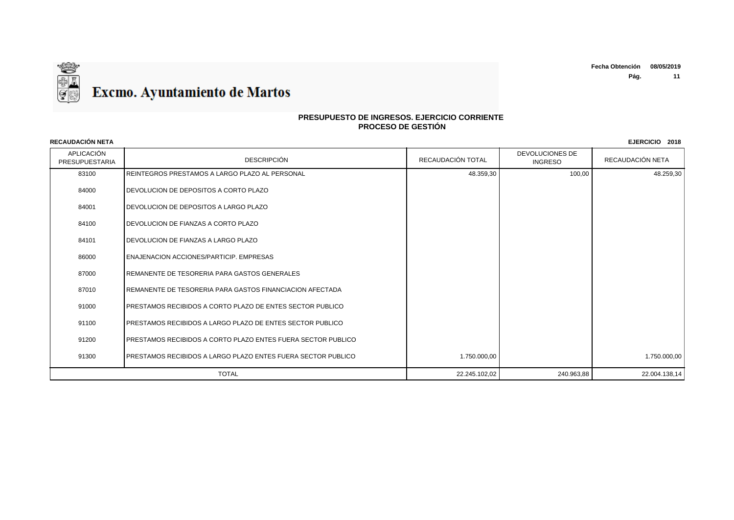# Excmo. Ayuntamiento de Martos

**Fecha Obtención** 08/05/2019

## PRESUPUESTO DE INGRESOS. EJERCICIO CORRIENTE
## PROCESO DE GESTIÓN

**RECAUDACIÓN NETA** **EJERCICIO 2018**

| APLICACIÓN PRESUPUESTARIA | DESCRIPCIÓN | RECAUDACIÓN TOTAL | DEVOLUCIONES DE INGRESO | RECAUDACIÓN NETA |
|---|---|---|---|---|
| 83100 | REINTEGROS PRESTAMOS A LARGO PLAZO AL PERSONAL | 48.359,30 | 100,00 | 48.259,30 |
| 84000 | DEVOLUCION DE DEPOSITOS A CORTO PLAZO | | | |
| 84001 | DEVOLUCION DE DEPOSITOS A LARGO PLAZO | | | |
| 84100 | DEVOLUCION DE FIANZAS A CORTO PLAZO | | | |
| 84101 | DEVOLUCION DE FIANZAS A LARGO PLAZO | | | |
| 86000 | ENAJENACION ACCIONES/PARTICIP. EMPRESAS | | | |
| 87000 | REMANENTE DE TESORERIA PARA GASTOS GENERALES | | | |
| 87010 | REMANENTE DE TESORERIA PARA GASTOS FINANCIACION AFECTADA | | | |
| 91000 | PRESTAMOS RECIBIDOS A CORTO PLAZO DE ENTES SECTOR PUBLICO | | | |
| 91100 | PRESTAMOS RECIBIDOS A LARGO PLAZO DE ENTES SECTOR PUBLICO | | | |
| 91200 | PRESTAMOS RECIBIDOS A CORTO PLAZO ENTES FUERA SECTOR PUBLICO | | | |
| 91300 | PRESTAMOS RECIBIDOS A LARGO PLAZO ENTES FUERA SECTOR PUBLICO | 1.750.000,00 | | 1.750.000,00 |
| TOTAL | | 22.245.102,02 | 240.963,88 | 22.004.138,14 |